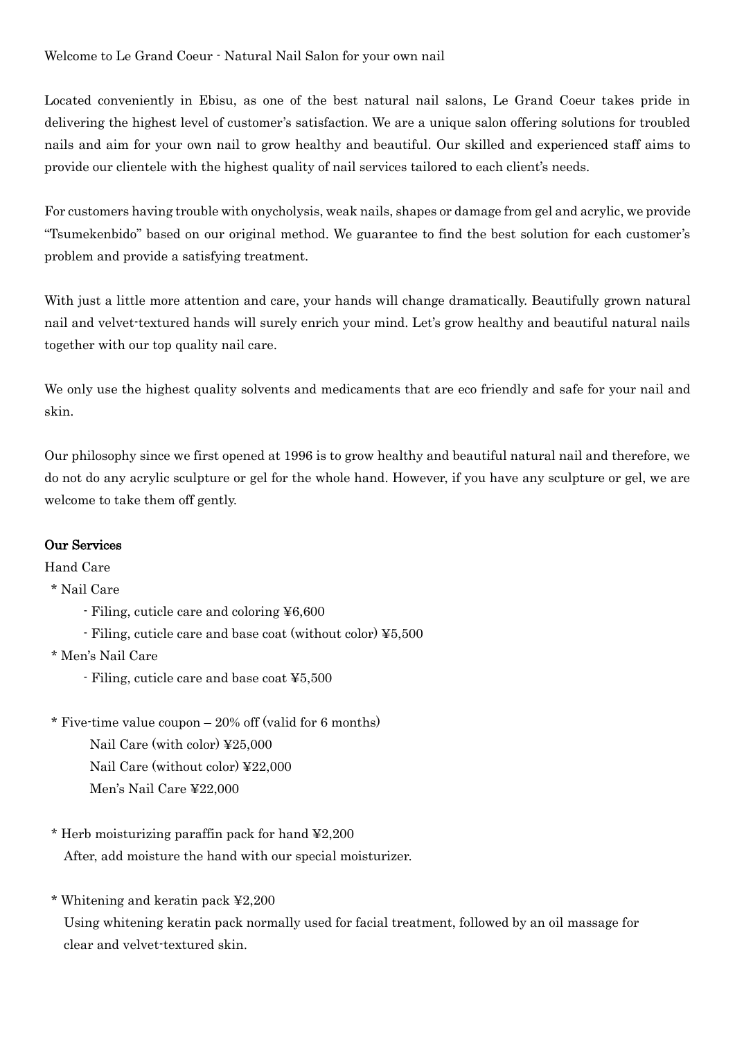Welcome to Le Grand Coeur - Natural Nail Salon for your own nail

Located conveniently in Ebisu, as one of the best natural nail salons, Le Grand Coeur takes pride in delivering the highest level of customer's satisfaction. We are a unique salon offering solutions for troubled nails and aim for your own nail to grow healthy and beautiful. Our skilled and experienced staff aims to provide our clientele with the highest quality of nail services tailored to each client's needs.

For customers having trouble with onycholysis, weak nails, shapes or damage from gel and acrylic, we provide "Tsumekenbido" based on our original method. We guarantee to find the best solution for each customer's problem and provide a satisfying treatment.

With just a little more attention and care, your hands will change dramatically. Beautifully grown natural nail and velvet-textured hands will surely enrich your mind. Let's grow healthy and beautiful natural nails together with our top quality nail care.

We only use the highest quality solvents and medicaments that are eco friendly and safe for your nail and skin.

Our philosophy since we first opened at 1996 is to grow healthy and beautiful natural nail and therefore, we do not do any acrylic sculpture or gel for the whole hand. However, if you have any sculpture or gel, we are welcome to take them off gently.

## Our Services

Hand Care

* Nail Care
  - Filing, cuticle care and coloring ¥6,600
  - Filing, cuticle care and base coat (without color) ¥5,500
* Men's Nail Care
  - Filing, cuticle care and base coat ¥5,500

* Five-time value coupon – 20% off (valid for 6 months)
  Nail Care (with color) ¥25,000
  Nail Care (without color) ¥22,000
  Men's Nail Care ¥22,000

* Herb moisturizing paraffin pack for hand ¥2,200
  After, add moisture the hand with our special moisturizer.

* Whitening and keratin pack ¥2,200
  Using whitening keratin pack normally used for facial treatment, followed by an oil massage for clear and velvet-textured skin.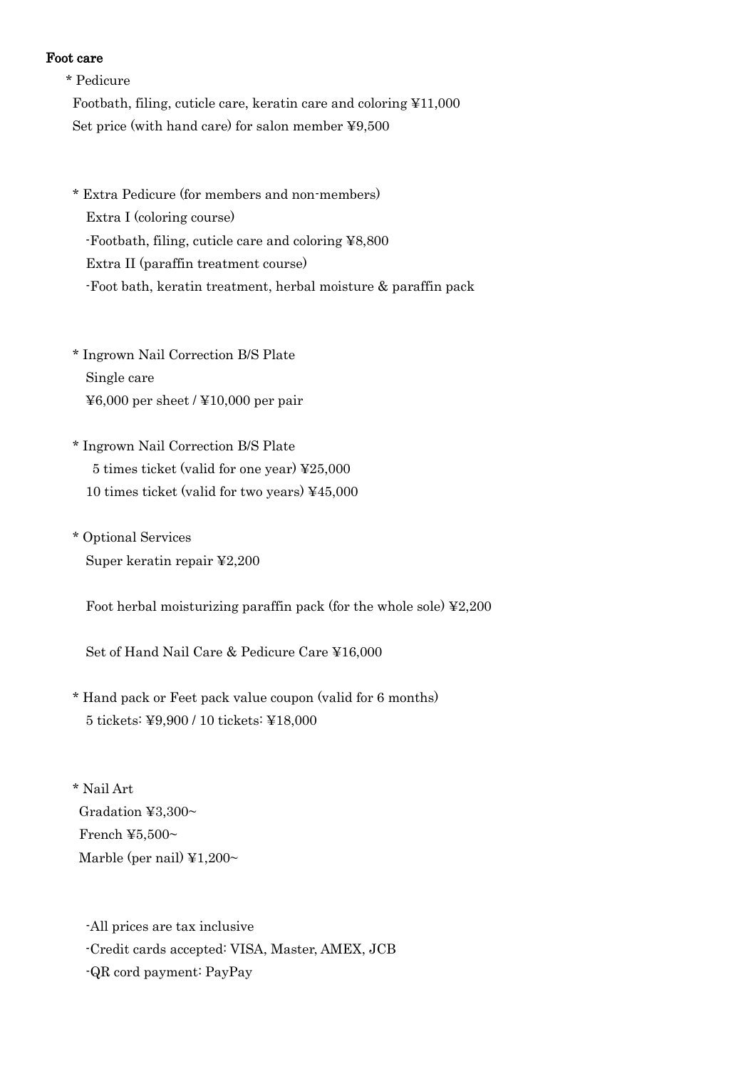**Foot care**

* Pedicure
  Footbath, filing, cuticle care, keratin care and coloring ¥11,000
  Set price (with hand care) for salon member ¥9,500

* Extra Pedicure (for members and non-members)
  Extra I (coloring course)
  -Footbath, filing, cuticle care and coloring ¥8,800
  Extra II (paraffin treatment course)
  -Foot bath, keratin treatment, herbal moisture & paraffin pack

* Ingrown Nail Correction B/S Plate
  Single care
  ¥6,000 per sheet / ¥10,000 per pair

* Ingrown Nail Correction B/S Plate
  5 times ticket (valid for one year) ¥25,000
  10 times ticket (valid for two years) ¥45,000

* Optional Services
  Super keratin repair ¥2,200

  Foot herbal moisturizing paraffin pack (for the whole sole) ¥2,200

  Set of Hand Nail Care & Pedicure Care ¥16,000

* Hand pack or Feet pack value coupon (valid for 6 months)
  5 tickets: ¥9,900 / 10 tickets: ¥18,000

* Nail Art
  Gradation ¥3,300~
  French ¥5,500~
  Marble (per nail) ¥1,200~

-All prices are tax inclusive
-Credit cards accepted: VISA, Master, AMEX, JCB
-QR cord payment: PayPay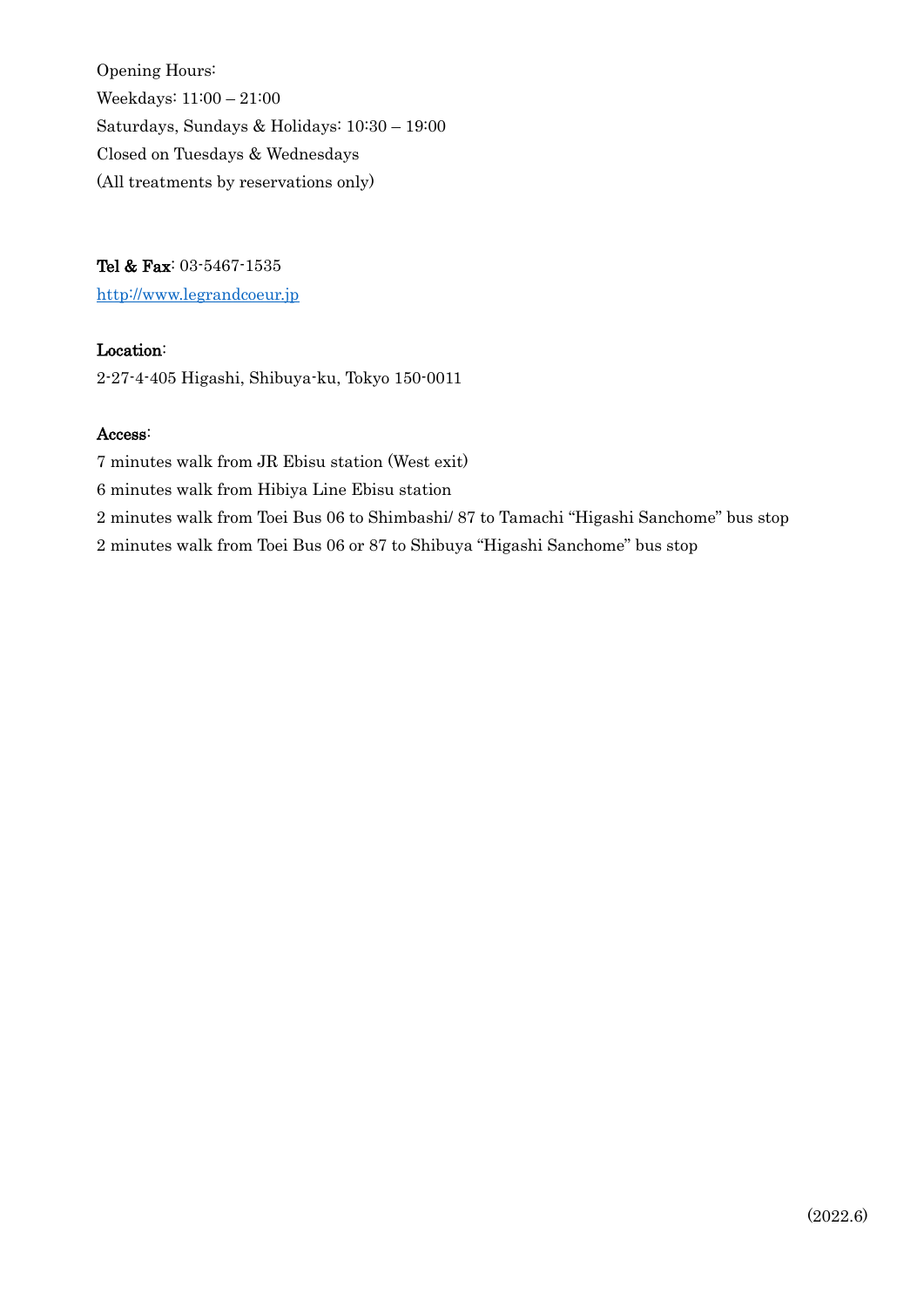Opening Hours:
Weekdays: 11:00 – 21:00
Saturdays, Sundays & Holidays: 10:30 – 19:00
Closed on Tuesdays & Wednesdays
(All treatments by reservations only)

**Tel & Fax**: 03-5467-1535
http://www.legrandcoeur.jp

**Location**:
2-27-4-405 Higashi, Shibuya-ku, Tokyo 150-0011

**Access**:
7 minutes walk from JR Ebisu station (West exit)
6 minutes walk from Hibiya Line Ebisu station
2 minutes walk from Toei Bus 06 to Shimbashi/ 87 to Tamachi "Higashi Sanchome" bus stop
2 minutes walk from Toei Bus 06 or 87 to Shibuya "Higashi Sanchome" bus stop

(2022.6)